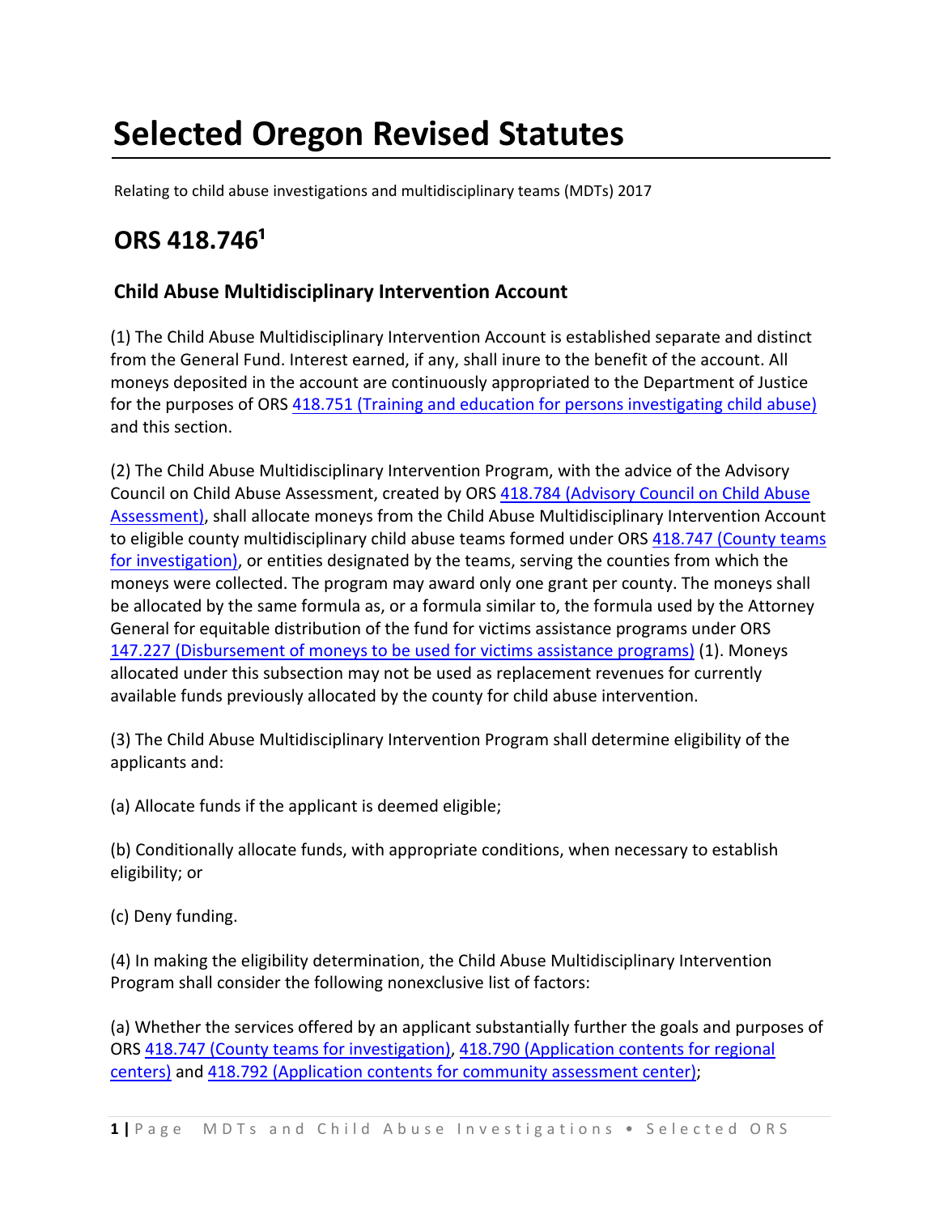# Selected Oregon Revised Statutes

Relating to child abuse investigations and multidisciplinary teams (MDTs) 2017

## ORS 418.746[1]

### Child Abuse Multidisciplinary Intervention Account

(1) The Child Abuse Multidisciplinary Intervention Account is established separate and distinct from the General Fund. Interest earned, if any, shall inure to the benefit of the account. All moneys deposited in the account are continuously appropriated to the Department of Justice for the purposes of ORS 418.751 (Training and education for persons investigating child abuse) and this section.

(2) The Child Abuse Multidisciplinary Intervention Program, with the advice of the Advisory Council on Child Abuse Assessment, created by ORS 418.784 (Advisory Council on Child Abuse Assessment), shall allocate moneys from the Child Abuse Multidisciplinary Intervention Account to eligible county multidisciplinary child abuse teams formed under ORS 418.747 (County teams for investigation), or entities designated by the teams, serving the counties from which the moneys were collected. The program may award only one grant per county. The moneys shall be allocated by the same formula as, or a formula similar to, the formula used by the Attorney General for equitable distribution of the fund for victims assistance programs under ORS 147.227 (Disbursement of moneys to be used for victims assistance programs) (1). Moneys allocated under this subsection may not be used as replacement revenues for currently available funds previously allocated by the county for child abuse intervention.

(3) The Child Abuse Multidisciplinary Intervention Program shall determine eligibility of the applicants and:

(a) Allocate funds if the applicant is deemed eligible;

(b) Conditionally allocate funds, with appropriate conditions, when necessary to establish eligibility; or

(c) Deny funding.

(4) In making the eligibility determination, the Child Abuse Multidisciplinary Intervention Program shall consider the following nonexclusive list of factors:

(a) Whether the services offered by an applicant substantially further the goals and purposes of ORS 418.747 (County teams for investigation), 418.790 (Application contents for regional centers) and 418.792 (Application contents for community assessment center);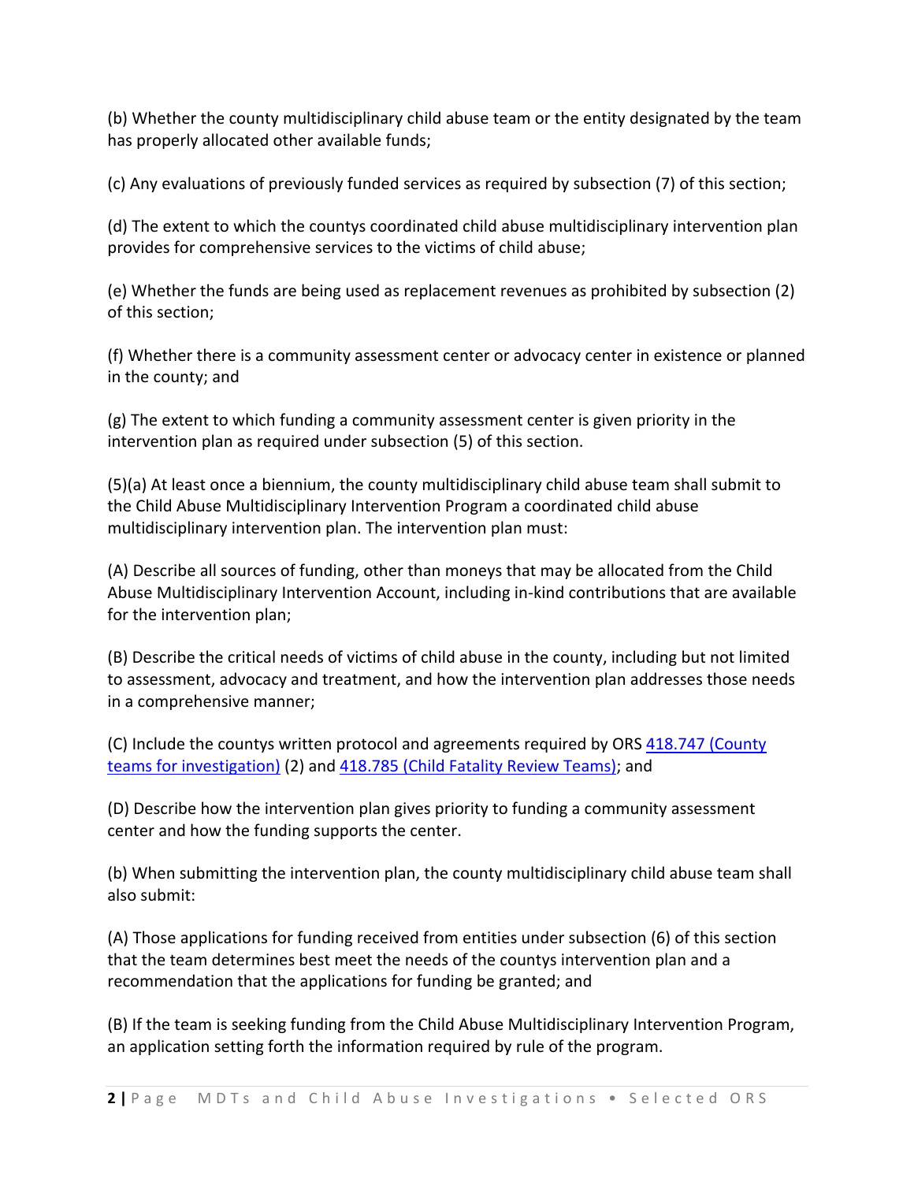(b) Whether the county multidisciplinary child abuse team or the entity designated by the team has properly allocated other available funds;

(c) Any evaluations of previously funded services as required by subsection (7) of this section;

(d) The extent to which the countys coordinated child abuse multidisciplinary intervention plan provides for comprehensive services to the victims of child abuse;

(e) Whether the funds are being used as replacement revenues as prohibited by subsection (2) of this section;

(f) Whether there is a community assessment center or advocacy center in existence or planned in the county; and

(g) The extent to which funding a community assessment center is given priority in the intervention plan as required under subsection (5) of this section.

(5)(a) At least once a biennium, the county multidisciplinary child abuse team shall submit to the Child Abuse Multidisciplinary Intervention Program a coordinated child abuse multidisciplinary intervention plan. The intervention plan must:

(A) Describe all sources of funding, other than moneys that may be allocated from the Child Abuse Multidisciplinary Intervention Account, including in-kind contributions that are available for the intervention plan;

(B) Describe the critical needs of victims of child abuse in the county, including but not limited to assessment, advocacy and treatment, and how the intervention plan addresses those needs in a comprehensive manner;

(C) Include the countys written protocol and agreements required by ORS 418.747 (County teams for investigation) (2) and 418.785 (Child Fatality Review Teams); and

(D) Describe how the intervention plan gives priority to funding a community assessment center and how the funding supports the center.

(b) When submitting the intervention plan, the county multidisciplinary child abuse team shall also submit:

(A) Those applications for funding received from entities under subsection (6) of this section that the team determines best meet the needs of the countys intervention plan and a recommendation that the applications for funding be granted; and

(B) If the team is seeking funding from the Child Abuse Multidisciplinary Intervention Program, an application setting forth the information required by rule of the program.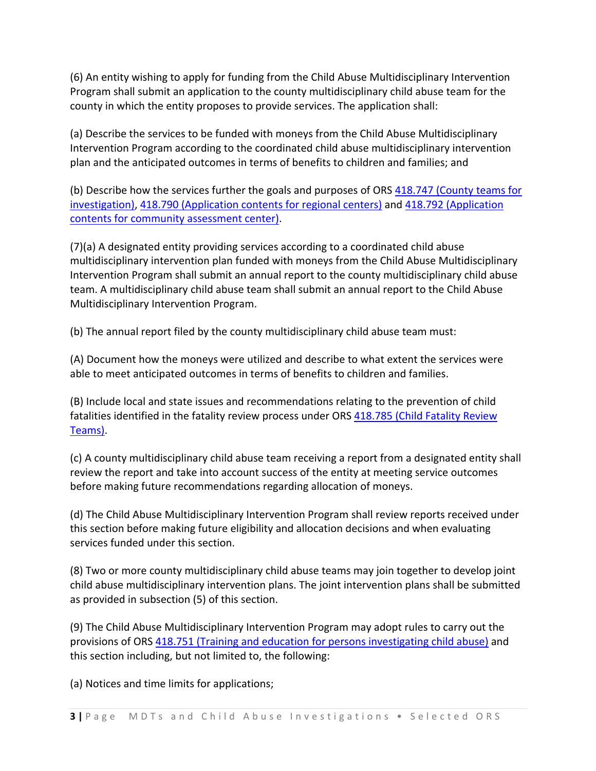(6) An entity wishing to apply for funding from the Child Abuse Multidisciplinary Intervention Program shall submit an application to the county multidisciplinary child abuse team for the county in which the entity proposes to provide services. The application shall:

(a) Describe the services to be funded with moneys from the Child Abuse Multidisciplinary Intervention Program according to the coordinated child abuse multidisciplinary intervention plan and the anticipated outcomes in terms of benefits to children and families; and

(b) Describe how the services further the goals and purposes of ORS 418.747 (County teams for investigation), 418.790 (Application contents for regional centers) and 418.792 (Application contents for community assessment center).

(7)(a) A designated entity providing services according to a coordinated child abuse multidisciplinary intervention plan funded with moneys from the Child Abuse Multidisciplinary Intervention Program shall submit an annual report to the county multidisciplinary child abuse team. A multidisciplinary child abuse team shall submit an annual report to the Child Abuse Multidisciplinary Intervention Program.

(b) The annual report filed by the county multidisciplinary child abuse team must:

(A) Document how the moneys were utilized and describe to what extent the services were able to meet anticipated outcomes in terms of benefits to children and families.

(B) Include local and state issues and recommendations relating to the prevention of child fatalities identified in the fatality review process under ORS 418.785 (Child Fatality Review Teams).

(c) A county multidisciplinary child abuse team receiving a report from a designated entity shall review the report and take into account success of the entity at meeting service outcomes before making future recommendations regarding allocation of moneys.

(d) The Child Abuse Multidisciplinary Intervention Program shall review reports received under this section before making future eligibility and allocation decisions and when evaluating services funded under this section.

(8) Two or more county multidisciplinary child abuse teams may join together to develop joint child abuse multidisciplinary intervention plans. The joint intervention plans shall be submitted as provided in subsection (5) of this section.

(9) The Child Abuse Multidisciplinary Intervention Program may adopt rules to carry out the provisions of ORS 418.751 (Training and education for persons investigating child abuse) and this section including, but not limited to, the following:

(a) Notices and time limits for applications;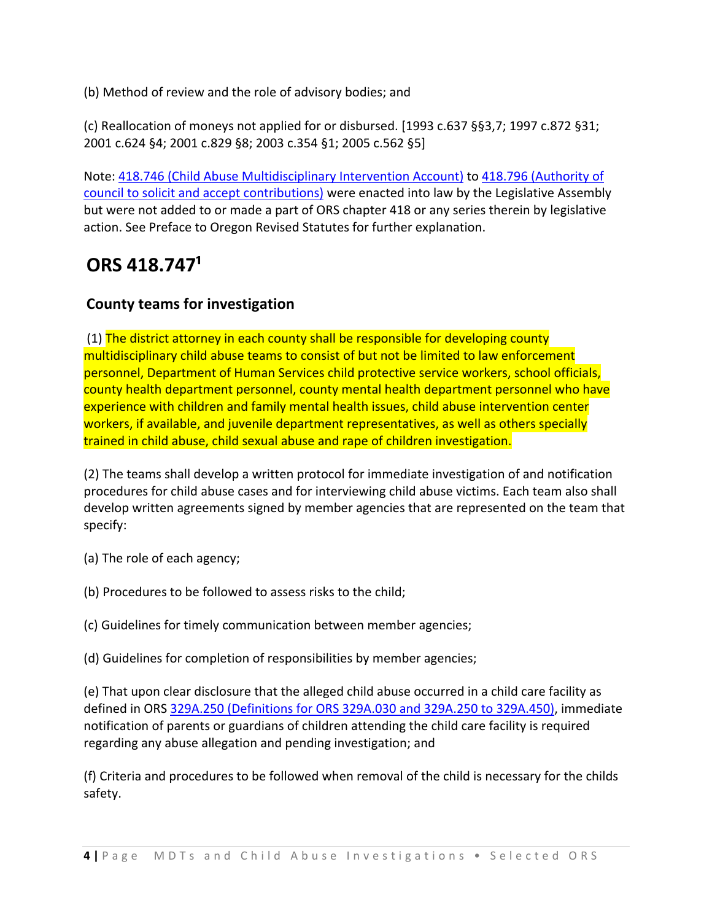(b) Method of review and the role of advisory bodies; and

(c) Reallocation of moneys not applied for or disbursed. [1993 c.637 §§3,7; 1997 c.872 §31; 2001 c.624 §4; 2001 c.829 §8; 2003 c.354 §1; 2005 c.562 §5]

Note: 418.746 (Child Abuse Multidisciplinary Intervention Account) to 418.796 (Authority of council to solicit and accept contributions) were enacted into law by the Legislative Assembly but were not added to or made a part of ORS chapter 418 or any series therein by legislative action. See Preface to Oregon Revised Statutes for further explanation.

## ORS 418.747[1]

### County teams for investigation

(1) The district attorney in each county shall be responsible for developing county multidisciplinary child abuse teams to consist of but not be limited to law enforcement personnel, Department of Human Services child protective service workers, school officials, county health department personnel, county mental health department personnel who have experience with children and family mental health issues, child abuse intervention center workers, if available, and juvenile department representatives, as well as others specially trained in child abuse, child sexual abuse and rape of children investigation.

(2) The teams shall develop a written protocol for immediate investigation of and notification procedures for child abuse cases and for interviewing child abuse victims. Each team also shall develop written agreements signed by member agencies that are represented on the team that specify:

(a) The role of each agency;

(b) Procedures to be followed to assess risks to the child;

(c) Guidelines for timely communication between member agencies;

(d) Guidelines for completion of responsibilities by member agencies;

(e) That upon clear disclosure that the alleged child abuse occurred in a child care facility as defined in ORS 329A.250 (Definitions for ORS 329A.030 and 329A.250 to 329A.450), immediate notification of parents or guardians of children attending the child care facility is required regarding any abuse allegation and pending investigation; and

(f) Criteria and procedures to be followed when removal of the child is necessary for the childs safety.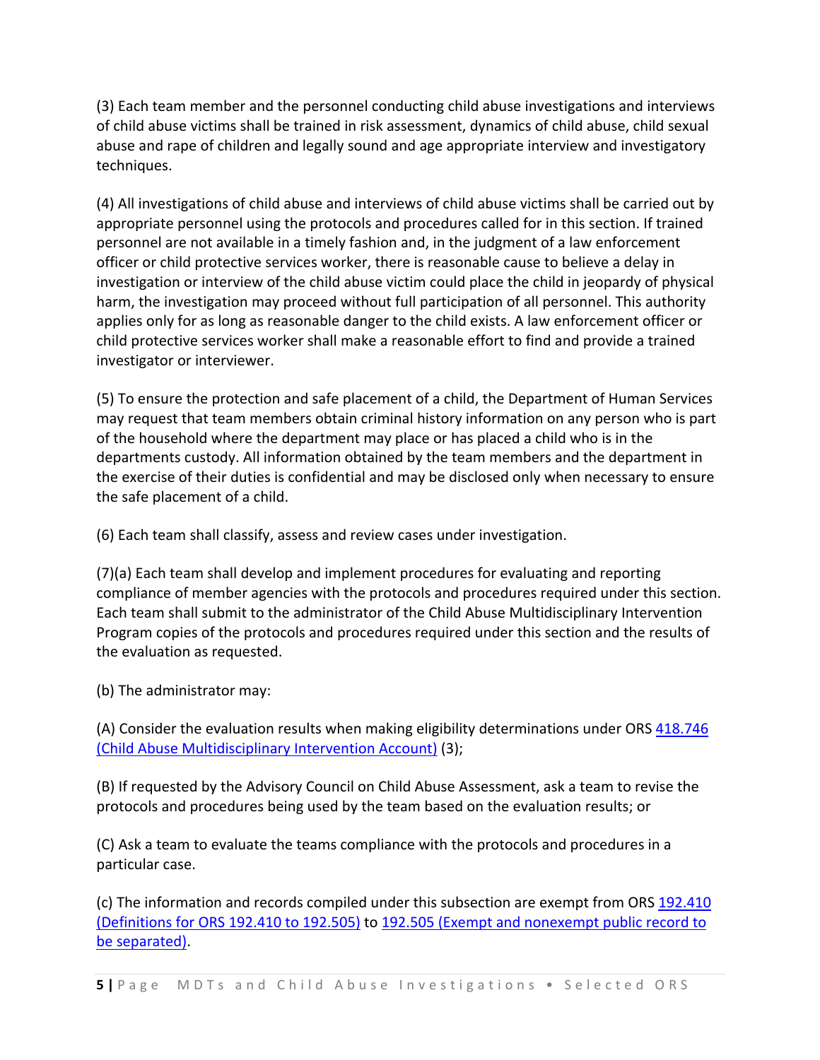(3) Each team member and the personnel conducting child abuse investigations and interviews of child abuse victims shall be trained in risk assessment, dynamics of child abuse, child sexual abuse and rape of children and legally sound and age appropriate interview and investigatory techniques.

(4) All investigations of child abuse and interviews of child abuse victims shall be carried out by appropriate personnel using the protocols and procedures called for in this section. If trained personnel are not available in a timely fashion and, in the judgment of a law enforcement officer or child protective services worker, there is reasonable cause to believe a delay in investigation or interview of the child abuse victim could place the child in jeopardy of physical harm, the investigation may proceed without full participation of all personnel. This authority applies only for as long as reasonable danger to the child exists. A law enforcement officer or child protective services worker shall make a reasonable effort to find and provide a trained investigator or interviewer.

(5) To ensure the protection and safe placement of a child, the Department of Human Services may request that team members obtain criminal history information on any person who is part of the household where the department may place or has placed a child who is in the departments custody. All information obtained by the team members and the department in the exercise of their duties is confidential and may be disclosed only when necessary to ensure the safe placement of a child.

(6) Each team shall classify, assess and review cases under investigation.

(7)(a) Each team shall develop and implement procedures for evaluating and reporting compliance of member agencies with the protocols and procedures required under this section. Each team shall submit to the administrator of the Child Abuse Multidisciplinary Intervention Program copies of the protocols and procedures required under this section and the results of the evaluation as requested.

(b) The administrator may:

(A) Consider the evaluation results when making eligibility determinations under ORS 418.746 (Child Abuse Multidisciplinary Intervention Account) (3);

(B) If requested by the Advisory Council on Child Abuse Assessment, ask a team to revise the protocols and procedures being used by the team based on the evaluation results; or

(C) Ask a team to evaluate the teams compliance with the protocols and procedures in a particular case.

(c) The information and records compiled under this subsection are exempt from ORS 192.410 (Definitions for ORS 192.410 to 192.505) to 192.505 (Exempt and nonexempt public record to be separated).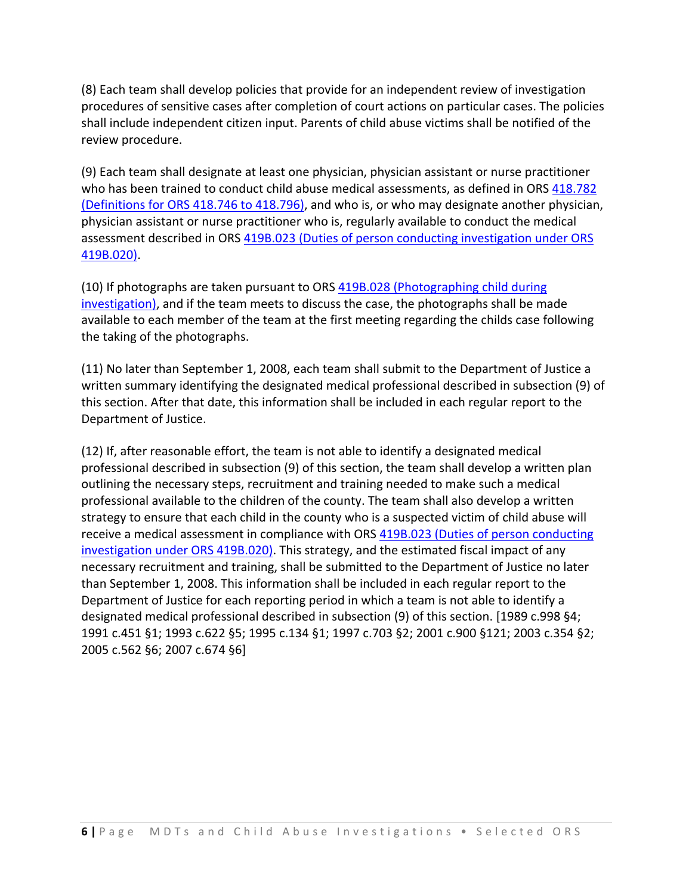(8) Each team shall develop policies that provide for an independent review of investigation procedures of sensitive cases after completion of court actions on particular cases. The policies shall include independent citizen input. Parents of child abuse victims shall be notified of the review procedure.

(9) Each team shall designate at least one physician, physician assistant or nurse practitioner who has been trained to conduct child abuse medical assessments, as defined in ORS 418.782 (Definitions for ORS 418.746 to 418.796), and who is, or who may designate another physician, physician assistant or nurse practitioner who is, regularly available to conduct the medical assessment described in ORS 419B.023 (Duties of person conducting investigation under ORS 419B.020).

(10) If photographs are taken pursuant to ORS 419B.028 (Photographing child during investigation), and if the team meets to discuss the case, the photographs shall be made available to each member of the team at the first meeting regarding the childs case following the taking of the photographs.

(11) No later than September 1, 2008, each team shall submit to the Department of Justice a written summary identifying the designated medical professional described in subsection (9) of this section. After that date, this information shall be included in each regular report to the Department of Justice.

(12) If, after reasonable effort, the team is not able to identify a designated medical professional described in subsection (9) of this section, the team shall develop a written plan outlining the necessary steps, recruitment and training needed to make such a medical professional available to the children of the county. The team shall also develop a written strategy to ensure that each child in the county who is a suspected victim of child abuse will receive a medical assessment in compliance with ORS 419B.023 (Duties of person conducting investigation under ORS 419B.020). This strategy, and the estimated fiscal impact of any necessary recruitment and training, shall be submitted to the Department of Justice no later than September 1, 2008. This information shall be included in each regular report to the Department of Justice for each reporting period in which a team is not able to identify a designated medical professional described in subsection (9) of this section. [1989 c.998 §4; 1991 c.451 §1; 1993 c.622 §5; 1995 c.134 §1; 1997 c.703 §2; 2001 c.900 §121; 2003 c.354 §2; 2005 c.562 §6; 2007 c.674 §6]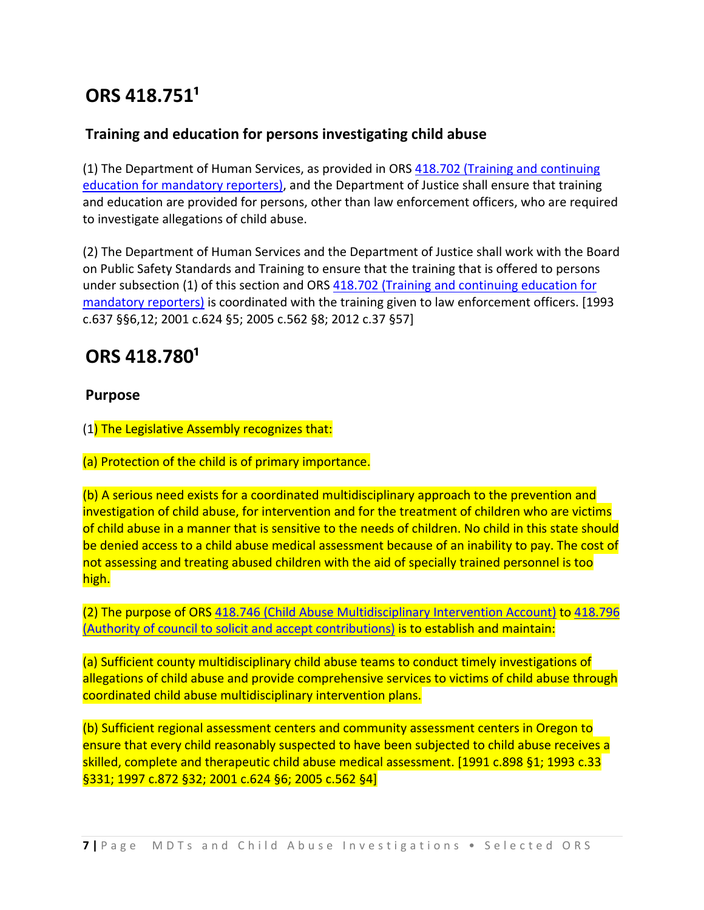## ORS 418.751[1]

### Training and education for persons investigating child abuse

(1) The Department of Human Services, as provided in ORS 418.702 (Training and continuing education for mandatory reporters), and the Department of Justice shall ensure that training and education are provided for persons, other than law enforcement officers, who are required to investigate allegations of child abuse.

(2) The Department of Human Services and the Department of Justice shall work with the Board on Public Safety Standards and Training to ensure that the training that is offered to persons under subsection (1) of this section and ORS 418.702 (Training and continuing education for mandatory reporters) is coordinated with the training given to law enforcement officers. [1993 c.637 §§6,12; 2001 c.624 §5; 2005 c.562 §8; 2012 c.37 §57]

## ORS 418.780[1]

### Purpose

(1) The Legislative Assembly recognizes that:

(a) Protection of the child is of primary importance.

(b) A serious need exists for a coordinated multidisciplinary approach to the prevention and investigation of child abuse, for intervention and for the treatment of children who are victims of child abuse in a manner that is sensitive to the needs of children. No child in this state should be denied access to a child abuse medical assessment because of an inability to pay. The cost of not assessing and treating abused children with the aid of specially trained personnel is too high.

(2) The purpose of ORS 418.746 (Child Abuse Multidisciplinary Intervention Account) to 418.796 (Authority of council to solicit and accept contributions) is to establish and maintain:

(a) Sufficient county multidisciplinary child abuse teams to conduct timely investigations of allegations of child abuse and provide comprehensive services to victims of child abuse through coordinated child abuse multidisciplinary intervention plans.

(b) Sufficient regional assessment centers and community assessment centers in Oregon to ensure that every child reasonably suspected to have been subjected to child abuse receives a skilled, complete and therapeutic child abuse medical assessment. [1991 c.898 §1; 1993 c.33 §331; 1997 c.872 §32; 2001 c.624 §6; 2005 c.562 §4]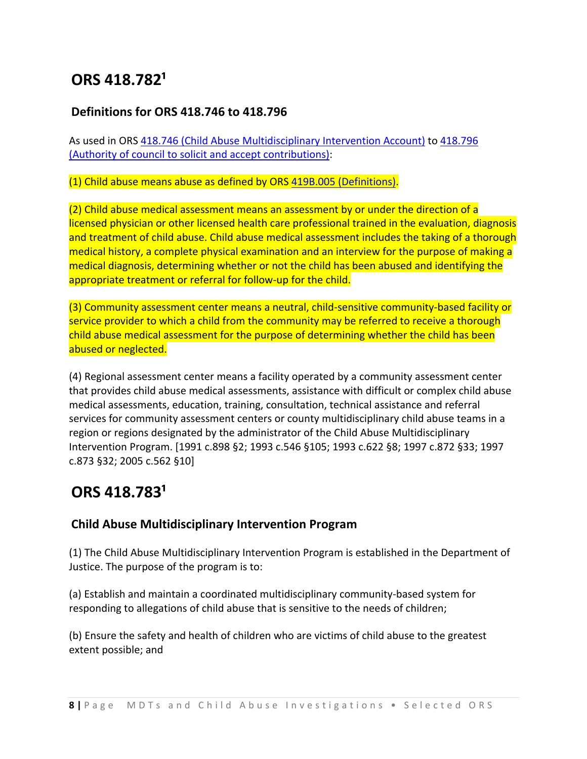# ORS 418.782[1]

## Definitions for ORS 418.746 to 418.796

As used in ORS 418.746 (Child Abuse Multidisciplinary Intervention Account) to 418.796 (Authority of council to solicit and accept contributions):

(1) Child abuse means abuse as defined by ORS 419B.005 (Definitions).

(2) Child abuse medical assessment means an assessment by or under the direction of a licensed physician or other licensed health care professional trained in the evaluation, diagnosis and treatment of child abuse. Child abuse medical assessment includes the taking of a thorough medical history, a complete physical examination and an interview for the purpose of making a medical diagnosis, determining whether or not the child has been abused and identifying the appropriate treatment or referral for follow-up for the child.

(3) Community assessment center means a neutral, child-sensitive community-based facility or service provider to which a child from the community may be referred to receive a thorough child abuse medical assessment for the purpose of determining whether the child has been abused or neglected.

(4) Regional assessment center means a facility operated by a community assessment center that provides child abuse medical assessments, assistance with difficult or complex child abuse medical assessments, education, training, consultation, technical assistance and referral services for community assessment centers or county multidisciplinary child abuse teams in a region or regions designated by the administrator of the Child Abuse Multidisciplinary Intervention Program. [1991 c.898 §2; 1993 c.546 §105; 1993 c.622 §8; 1997 c.872 §33; 1997 c.873 §32; 2005 c.562 §10]

# ORS 418.783[1]

## Child Abuse Multidisciplinary Intervention Program

(1) The Child Abuse Multidisciplinary Intervention Program is established in the Department of Justice. The purpose of the program is to:

(a) Establish and maintain a coordinated multidisciplinary community-based system for responding to allegations of child abuse that is sensitive to the needs of children;

(b) Ensure the safety and health of children who are victims of child abuse to the greatest extent possible; and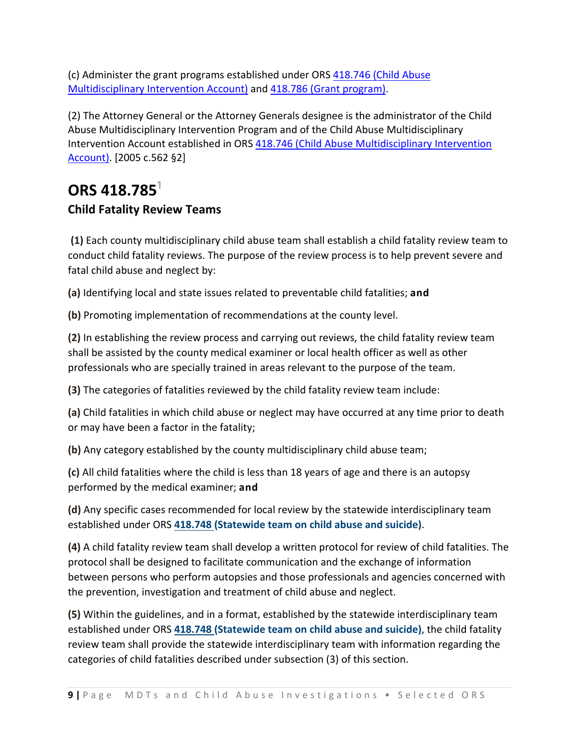(c) Administer the grant programs established under ORS 418.746 (Child Abuse Multidisciplinary Intervention Account) and 418.786 (Grant program).

(2) The Attorney General or the Attorney Generals designee is the administrator of the Child Abuse Multidisciplinary Intervention Program and of the Child Abuse Multidisciplinary Intervention Account established in ORS 418.746 (Child Abuse Multidisciplinary Intervention Account). [2005 c.562 §2]

## ORS 418.785[1]

### Child Fatality Review Teams

**(1)** Each county multidisciplinary child abuse team shall establish a child fatality review team to conduct child fatality reviews. The purpose of the review process is to help prevent severe and fatal child abuse and neglect by:

**(a)** Identifying local and state issues related to preventable child fatalities; **and**

**(b)** Promoting implementation of recommendations at the county level.

**(2)** In establishing the review process and carrying out reviews, the child fatality review team shall be assisted by the county medical examiner or local health officer as well as other professionals who are specially trained in areas relevant to the purpose of the team.

**(3)** The categories of fatalities reviewed by the child fatality review team include:

**(a)** Child fatalities in which child abuse or neglect may have occurred at any time prior to death or may have been a factor in the fatality;

**(b)** Any category established by the county multidisciplinary child abuse team;

**(c)** All child fatalities where the child is less than 18 years of age and there is an autopsy performed by the medical examiner; **and**

**(d)** Any specific cases recommended for local review by the statewide interdisciplinary team established under ORS **418.748 (Statewide team on child abuse and suicide)**.

**(4)** A child fatality review team shall develop a written protocol for review of child fatalities. The protocol shall be designed to facilitate communication and the exchange of information between persons who perform autopsies and those professionals and agencies concerned with the prevention, investigation and treatment of child abuse and neglect.

**(5)** Within the guidelines, and in a format, established by the statewide interdisciplinary team established under ORS **418.748 (Statewide team on child abuse and suicide)**, the child fatality review team shall provide the statewide interdisciplinary team with information regarding the categories of child fatalities described under subsection (3) of this section.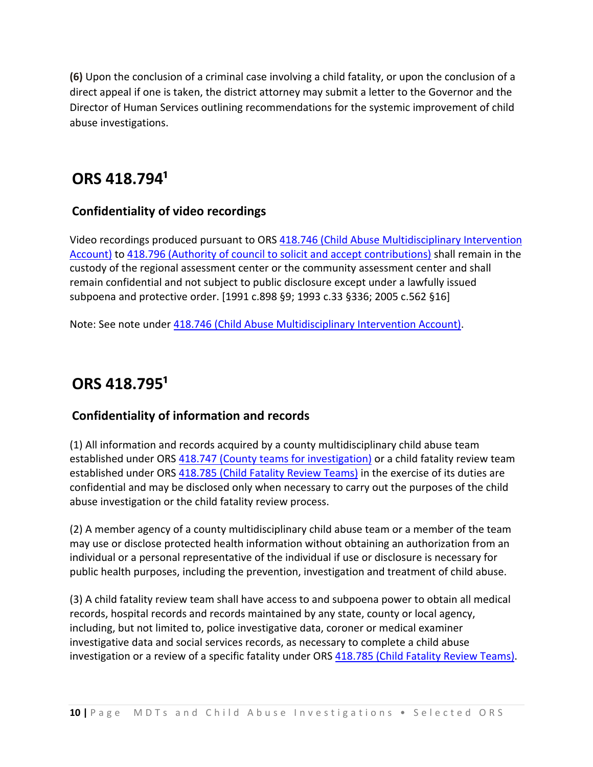**(6)** Upon the conclusion of a criminal case involving a child fatality, or upon the conclusion of a direct appeal if one is taken, the district attorney may submit a letter to the Governor and the Director of Human Services outlining recommendations for the systemic improvement of child abuse investigations.

## ORS 418.794[1]

### Confidentiality of video recordings

Video recordings produced pursuant to ORS 418.746 (Child Abuse Multidisciplinary Intervention Account) to 418.796 (Authority of council to solicit and accept contributions) shall remain in the custody of the regional assessment center or the community assessment center and shall remain confidential and not subject to public disclosure except under a lawfully issued subpoena and protective order. [1991 c.898 §9; 1993 c.33 §336; 2005 c.562 §16]

Note: See note under 418.746 (Child Abuse Multidisciplinary Intervention Account).

## ORS 418.795[1]

### Confidentiality of information and records

(1) All information and records acquired by a county multidisciplinary child abuse team established under ORS 418.747 (County teams for investigation) or a child fatality review team established under ORS 418.785 (Child Fatality Review Teams) in the exercise of its duties are confidential and may be disclosed only when necessary to carry out the purposes of the child abuse investigation or the child fatality review process.

(2) A member agency of a county multidisciplinary child abuse team or a member of the team may use or disclose protected health information without obtaining an authorization from an individual or a personal representative of the individual if use or disclosure is necessary for public health purposes, including the prevention, investigation and treatment of child abuse.

(3) A child fatality review team shall have access to and subpoena power to obtain all medical records, hospital records and records maintained by any state, county or local agency, including, but not limited to, police investigative data, coroner or medical examiner investigative data and social services records, as necessary to complete a child abuse investigation or a review of a specific fatality under ORS 418.785 (Child Fatality Review Teams).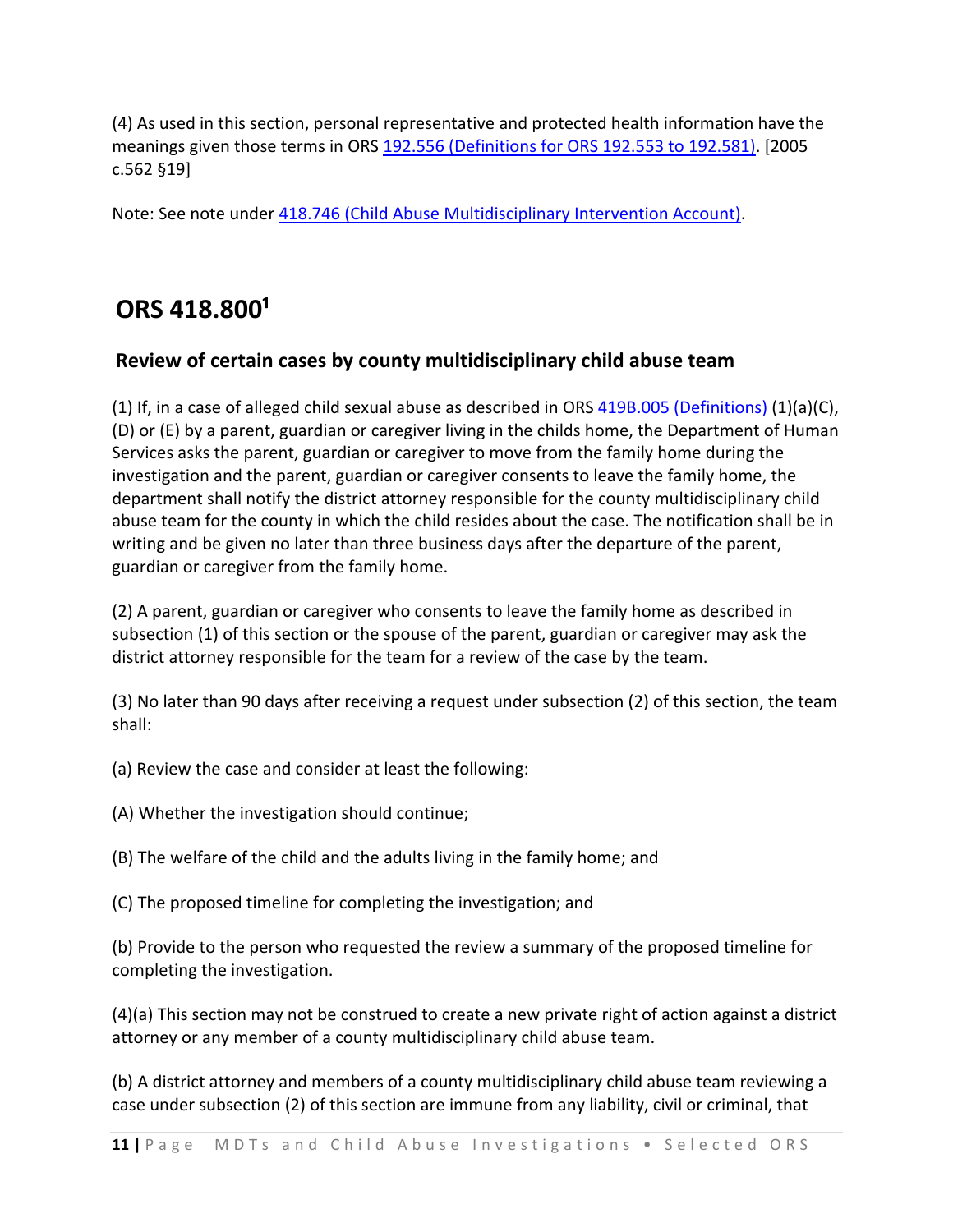(4) As used in this section, personal representative and protected health information have the meanings given those terms in ORS 192.556 (Definitions for ORS 192.553 to 192.581). [2005 c.562 §19]

Note: See note under 418.746 (Child Abuse Multidisciplinary Intervention Account).

## ORS 418.800[1]

### Review of certain cases by county multidisciplinary child abuse team

(1) If, in a case of alleged child sexual abuse as described in ORS 419B.005 (Definitions) (1)(a)(C), (D) or (E) by a parent, guardian or caregiver living in the childs home, the Department of Human Services asks the parent, guardian or caregiver to move from the family home during the investigation and the parent, guardian or caregiver consents to leave the family home, the department shall notify the district attorney responsible for the county multidisciplinary child abuse team for the county in which the child resides about the case. The notification shall be in writing and be given no later than three business days after the departure of the parent, guardian or caregiver from the family home.

(2) A parent, guardian or caregiver who consents to leave the family home as described in subsection (1) of this section or the spouse of the parent, guardian or caregiver may ask the district attorney responsible for the team for a review of the case by the team.

(3) No later than 90 days after receiving a request under subsection (2) of this section, the team shall:

(a) Review the case and consider at least the following:

(A) Whether the investigation should continue;

(B) The welfare of the child and the adults living in the family home; and

(C) The proposed timeline for completing the investigation; and

(b) Provide to the person who requested the review a summary of the proposed timeline for completing the investigation.

(4)(a) This section may not be construed to create a new private right of action against a district attorney or any member of a county multidisciplinary child abuse team.

(b) A district attorney and members of a county multidisciplinary child abuse team reviewing a case under subsection (2) of this section are immune from any liability, civil or criminal, that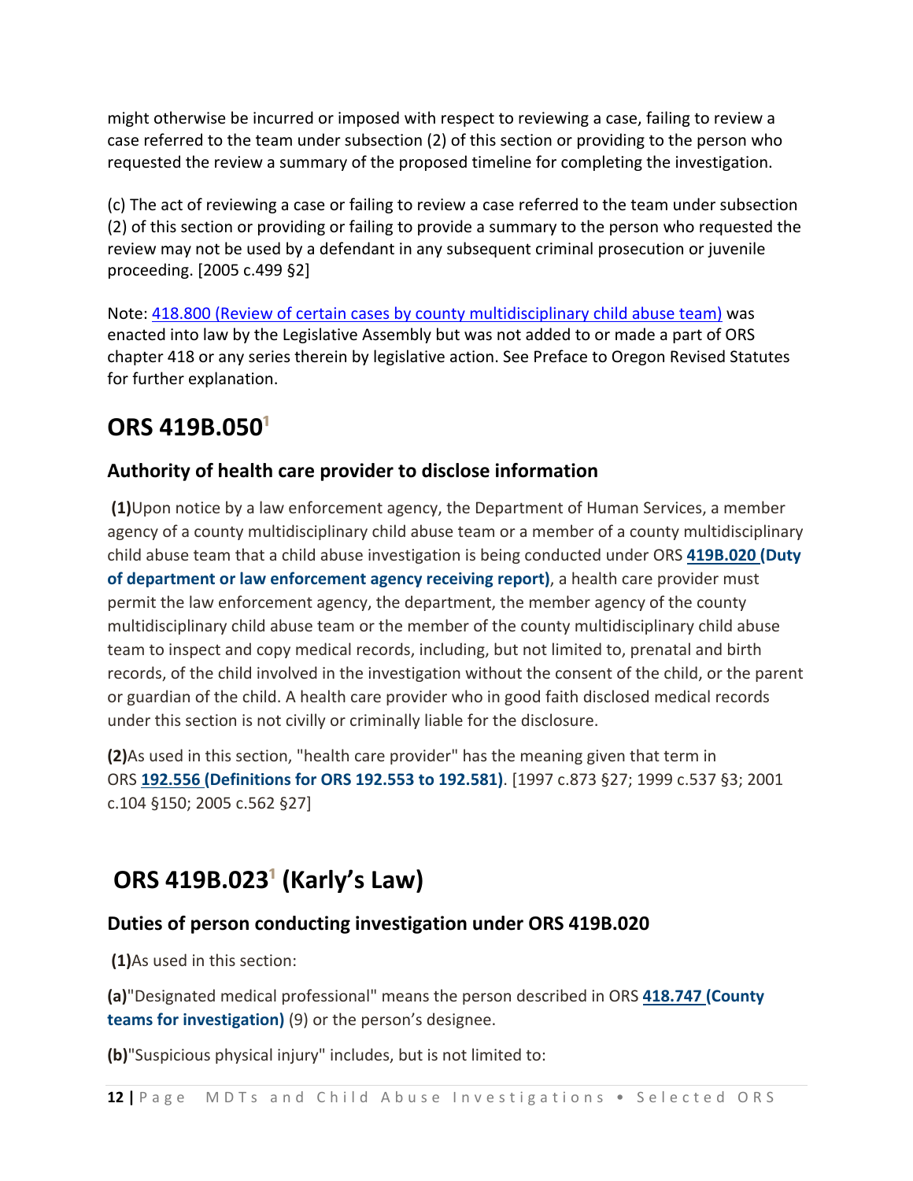might otherwise be incurred or imposed with respect to reviewing a case, failing to review a case referred to the team under subsection (2) of this section or providing to the person who requested the review a summary of the proposed timeline for completing the investigation.

(c) The act of reviewing a case or failing to review a case referred to the team under subsection (2) of this section or providing or failing to provide a summary to the person who requested the review may not be used by a defendant in any subsequent criminal prosecution or juvenile proceeding. [2005 c.499 §2]

Note: 418.800 (Review of certain cases by county multidisciplinary child abuse team) was enacted into law by the Legislative Assembly but was not added to or made a part of ORS chapter 418 or any series therein by legislative action. See Preface to Oregon Revised Statutes for further explanation.

## ORS 419B.050[1]

### Authority of health care provider to disclose information

**(1)**Upon notice by a law enforcement agency, the Department of Human Services, a member agency of a county multidisciplinary child abuse team or a member of a county multidisciplinary child abuse team that a child abuse investigation is being conducted under ORS **419B.020 (Duty of department or law enforcement agency receiving report)**, a health care provider must permit the law enforcement agency, the department, the member agency of the county multidisciplinary child abuse team or the member of the county multidisciplinary child abuse team to inspect and copy medical records, including, but not limited to, prenatal and birth records, of the child involved in the investigation without the consent of the child, or the parent or guardian of the child. A health care provider who in good faith disclosed medical records under this section is not civilly or criminally liable for the disclosure.

**(2)**As used in this section, "health care provider" has the meaning given that term in ORS **192.556 (Definitions for ORS 192.553 to 192.581)**. [1997 c.873 §27; 1999 c.537 §3; 2001 c.104 §150; 2005 c.562 §27]

## ORS 419B.023[1] (Karly's Law)

### Duties of person conducting investigation under ORS 419B.020

**(1)**As used in this section:

**(a)**"Designated medical professional" means the person described in ORS **418.747 (County teams for investigation)** (9) or the person's designee.

**(b)**"Suspicious physical injury" includes, but is not limited to: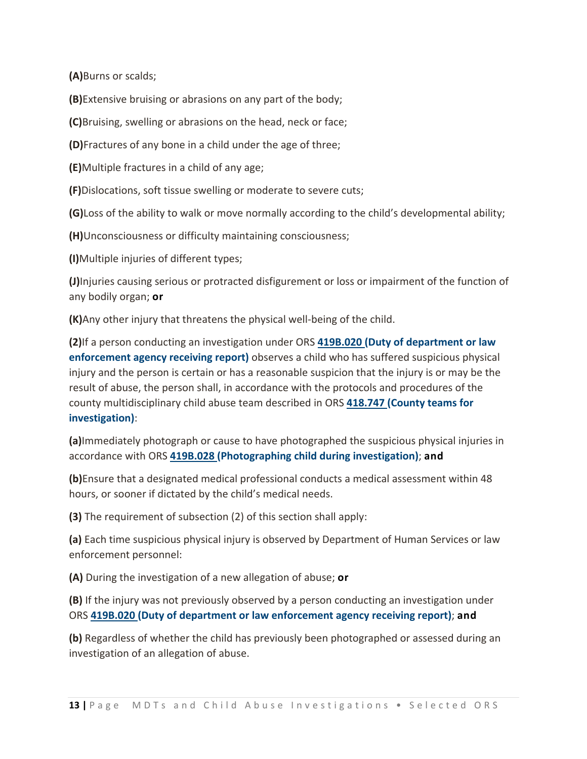**(A)**Burns or scalds;

**(B)**Extensive bruising or abrasions on any part of the body;

**(C)**Bruising, swelling or abrasions on the head, neck or face;

**(D)**Fractures of any bone in a child under the age of three;

**(E)**Multiple fractures in a child of any age;

**(F)**Dislocations, soft tissue swelling or moderate to severe cuts;

**(G)**Loss of the ability to walk or move normally according to the child's developmental ability;

**(H)**Unconsciousness or difficulty maintaining consciousness;

**(I)**Multiple injuries of different types;

**(J)**Injuries causing serious or protracted disfigurement or loss or impairment of the function of any bodily organ; **or**

**(K)**Any other injury that threatens the physical well-being of the child.

**(2)**If a person conducting an investigation under ORS **419B.020 (Duty of department or law enforcement agency receiving report)** observes a child who has suffered suspicious physical injury and the person is certain or has a reasonable suspicion that the injury is or may be the result of abuse, the person shall, in accordance with the protocols and procedures of the county multidisciplinary child abuse team described in ORS **418.747 (County teams for investigation)**:

**(a)**Immediately photograph or cause to have photographed the suspicious physical injuries in accordance with ORS **419B.028 (Photographing child during investigation)**; **and**

**(b)**Ensure that a designated medical professional conducts a medical assessment within 48 hours, or sooner if dictated by the child's medical needs.

**(3)** The requirement of subsection (2) of this section shall apply:

**(a)** Each time suspicious physical injury is observed by Department of Human Services or law enforcement personnel:

**(A)** During the investigation of a new allegation of abuse; **or**

**(B)** If the injury was not previously observed by a person conducting an investigation under ORS **419B.020 (Duty of department or law enforcement agency receiving report)**; **and**

**(b)** Regardless of whether the child has previously been photographed or assessed during an investigation of an allegation of abuse.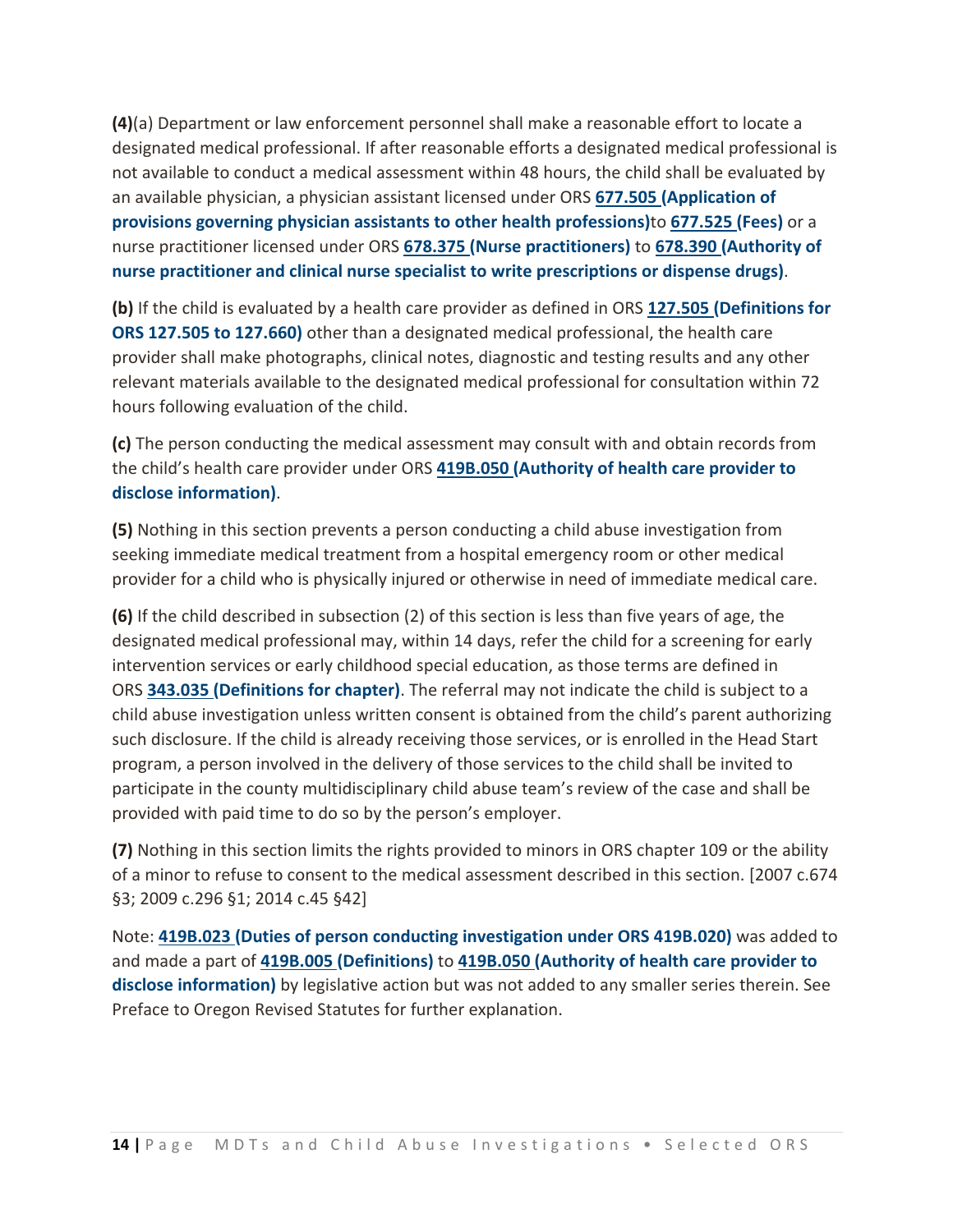**(4)**(a) Department or law enforcement personnel shall make a reasonable effort to locate a designated medical professional. If after reasonable efforts a designated medical professional is not available to conduct a medical assessment within 48 hours, the child shall be evaluated by an available physician, a physician assistant licensed under ORS **677.505 (Application of provisions governing physician assistants to other health professions)**to **677.525 (Fees)** or a nurse practitioner licensed under ORS **678.375 (Nurse practitioners)** to **678.390 (Authority of nurse practitioner and clinical nurse specialist to write prescriptions or dispense drugs)**.

**(b)** If the child is evaluated by a health care provider as defined in ORS **127.505 (Definitions for ORS 127.505 to 127.660)** other than a designated medical professional, the health care provider shall make photographs, clinical notes, diagnostic and testing results and any other relevant materials available to the designated medical professional for consultation within 72 hours following evaluation of the child.

**(c)** The person conducting the medical assessment may consult with and obtain records from the child's health care provider under ORS **419B.050 (Authority of health care provider to disclose information)**.

**(5)** Nothing in this section prevents a person conducting a child abuse investigation from seeking immediate medical treatment from a hospital emergency room or other medical provider for a child who is physically injured or otherwise in need of immediate medical care.

**(6)** If the child described in subsection (2) of this section is less than five years of age, the designated medical professional may, within 14 days, refer the child for a screening for early intervention services or early childhood special education, as those terms are defined in ORS **343.035 (Definitions for chapter)**. The referral may not indicate the child is subject to a child abuse investigation unless written consent is obtained from the child's parent authorizing such disclosure. If the child is already receiving those services, or is enrolled in the Head Start program, a person involved in the delivery of those services to the child shall be invited to participate in the county multidisciplinary child abuse team's review of the case and shall be provided with paid time to do so by the person's employer.

**(7)** Nothing in this section limits the rights provided to minors in ORS chapter 109 or the ability of a minor to refuse to consent to the medical assessment described in this section. [2007 c.674 §3; 2009 c.296 §1; 2014 c.45 §42]

Note: **419B.023 (Duties of person conducting investigation under ORS 419B.020)** was added to and made a part of **419B.005 (Definitions)** to **419B.050 (Authority of health care provider to disclose information)** by legislative action but was not added to any smaller series therein. See Preface to Oregon Revised Statutes for further explanation.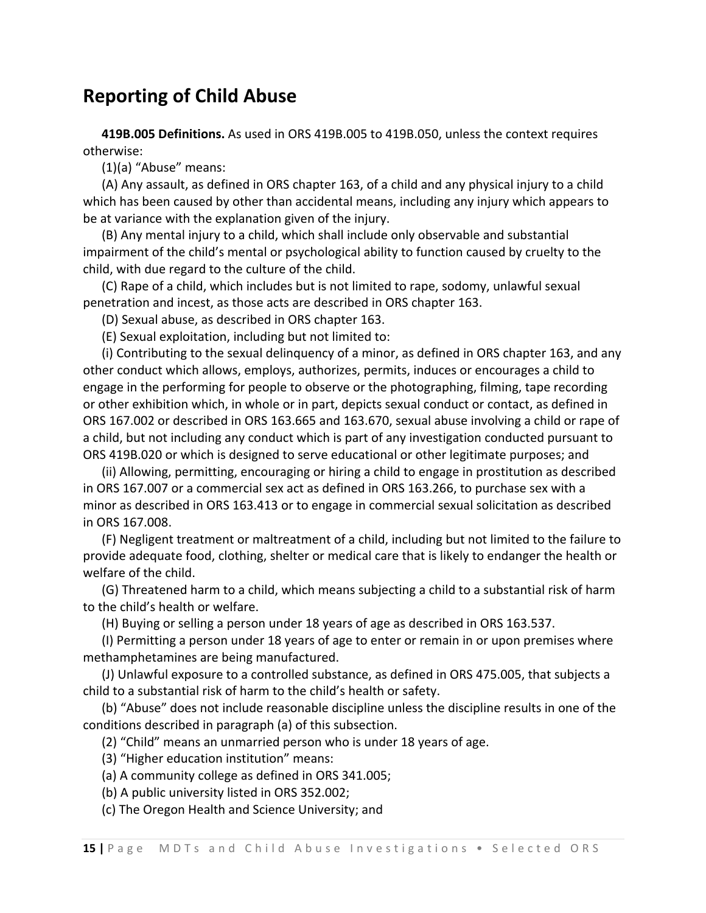## Reporting of Child Abuse

**419B.005 Definitions.** As used in ORS 419B.005 to 419B.050, unless the context requires otherwise:

(1)(a) "Abuse" means:

(A) Any assault, as defined in ORS chapter 163, of a child and any physical injury to a child which has been caused by other than accidental means, including any injury which appears to be at variance with the explanation given of the injury.

(B) Any mental injury to a child, which shall include only observable and substantial impairment of the child's mental or psychological ability to function caused by cruelty to the child, with due regard to the culture of the child.

(C) Rape of a child, which includes but is not limited to rape, sodomy, unlawful sexual penetration and incest, as those acts are described in ORS chapter 163.

(D) Sexual abuse, as described in ORS chapter 163.

(E) Sexual exploitation, including but not limited to:

(i) Contributing to the sexual delinquency of a minor, as defined in ORS chapter 163, and any other conduct which allows, employs, authorizes, permits, induces or encourages a child to engage in the performing for people to observe or the photographing, filming, tape recording or other exhibition which, in whole or in part, depicts sexual conduct or contact, as defined in ORS 167.002 or described in ORS 163.665 and 163.670, sexual abuse involving a child or rape of a child, but not including any conduct which is part of any investigation conducted pursuant to ORS 419B.020 or which is designed to serve educational or other legitimate purposes; and

(ii) Allowing, permitting, encouraging or hiring a child to engage in prostitution as described in ORS 167.007 or a commercial sex act as defined in ORS 163.266, to purchase sex with a minor as described in ORS 163.413 or to engage in commercial sexual solicitation as described in ORS 167.008.

(F) Negligent treatment or maltreatment of a child, including but not limited to the failure to provide adequate food, clothing, shelter or medical care that is likely to endanger the health or welfare of the child.

(G) Threatened harm to a child, which means subjecting a child to a substantial risk of harm to the child's health or welfare.

(H) Buying or selling a person under 18 years of age as described in ORS 163.537.

(I) Permitting a person under 18 years of age to enter or remain in or upon premises where methamphetamines are being manufactured.

(J) Unlawful exposure to a controlled substance, as defined in ORS 475.005, that subjects a child to a substantial risk of harm to the child's health or safety.

(b) "Abuse" does not include reasonable discipline unless the discipline results in one of the conditions described in paragraph (a) of this subsection.

(2) "Child" means an unmarried person who is under 18 years of age.

(3) "Higher education institution" means:

(a) A community college as defined in ORS 341.005;

(b) A public university listed in ORS 352.002;

(c) The Oregon Health and Science University; and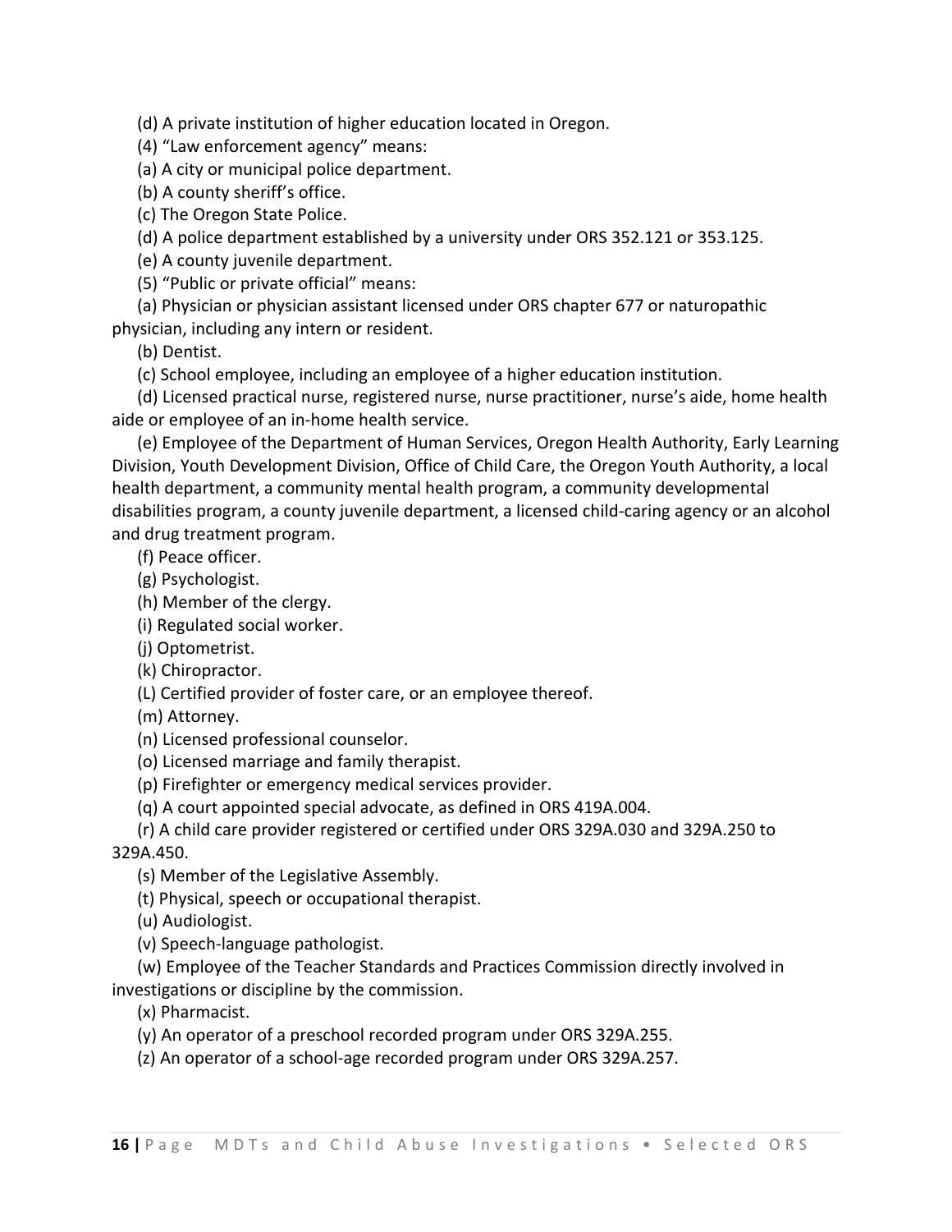(d) A private institution of higher education located in Oregon.

(4) "Law enforcement agency" means:

(a) A city or municipal police department.

(b) A county sheriff's office.

(c) The Oregon State Police.

(d) A police department established by a university under ORS 352.121 or 353.125.

(e) A county juvenile department.

(5) "Public or private official" means:

(a) Physician or physician assistant licensed under ORS chapter 677 or naturopathic physician, including any intern or resident.

(b) Dentist.

(c) School employee, including an employee of a higher education institution.

(d) Licensed practical nurse, registered nurse, nurse practitioner, nurse's aide, home health aide or employee of an in-home health service.

(e) Employee of the Department of Human Services, Oregon Health Authority, Early Learning Division, Youth Development Division, Office of Child Care, the Oregon Youth Authority, a local health department, a community mental health program, a community developmental disabilities program, a county juvenile department, a licensed child-caring agency or an alcohol and drug treatment program.

(f) Peace officer.

(g) Psychologist.

(h) Member of the clergy.

(i) Regulated social worker.

(j) Optometrist.

(k) Chiropractor.

(L) Certified provider of foster care, or an employee thereof.

(m) Attorney.

(n) Licensed professional counselor.

(o) Licensed marriage and family therapist.

(p) Firefighter or emergency medical services provider.

(q) A court appointed special advocate, as defined in ORS 419A.004.

(r) A child care provider registered or certified under ORS 329A.030 and 329A.250 to 329A.450.

(s) Member of the Legislative Assembly.

(t) Physical, speech or occupational therapist.

(u) Audiologist.

(v) Speech-language pathologist.

(w) Employee of the Teacher Standards and Practices Commission directly involved in investigations or discipline by the commission.

(x) Pharmacist.

(y) An operator of a preschool recorded program under ORS 329A.255.

(z) An operator of a school-age recorded program under ORS 329A.257.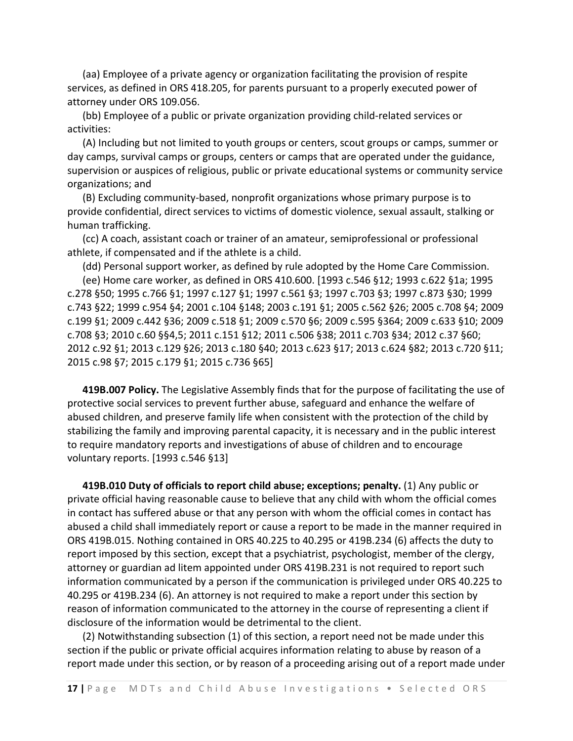(aa) Employee of a private agency or organization facilitating the provision of respite services, as defined in ORS 418.205, for parents pursuant to a properly executed power of attorney under ORS 109.056.

(bb) Employee of a public or private organization providing child-related services or activities:

(A) Including but not limited to youth groups or centers, scout groups or camps, summer or day camps, survival camps or groups, centers or camps that are operated under the guidance, supervision or auspices of religious, public or private educational systems or community service organizations; and

(B) Excluding community-based, nonprofit organizations whose primary purpose is to provide confidential, direct services to victims of domestic violence, sexual assault, stalking or human trafficking.

(cc) A coach, assistant coach or trainer of an amateur, semiprofessional or professional athlete, if compensated and if the athlete is a child.

(dd) Personal support worker, as defined by rule adopted by the Home Care Commission.

(ee) Home care worker, as defined in ORS 410.600. [1993 c.546 §12; 1993 c.622 §1a; 1995 c.278 §50; 1995 c.766 §1; 1997 c.127 §1; 1997 c.561 §3; 1997 c.703 §3; 1997 c.873 §30; 1999 c.743 §22; 1999 c.954 §4; 2001 c.104 §148; 2003 c.191 §1; 2005 c.562 §26; 2005 c.708 §4; 2009 c.199 §1; 2009 c.442 §36; 2009 c.518 §1; 2009 c.570 §6; 2009 c.595 §364; 2009 c.633 §10; 2009 c.708 §3; 2010 c.60 §§4,5; 2011 c.151 §12; 2011 c.506 §38; 2011 c.703 §34; 2012 c.37 §60; 2012 c.92 §1; 2013 c.129 §26; 2013 c.180 §40; 2013 c.623 §17; 2013 c.624 §82; 2013 c.720 §11; 2015 c.98 §7; 2015 c.179 §1; 2015 c.736 §65]

**419B.007 Policy.** The Legislative Assembly finds that for the purpose of facilitating the use of protective social services to prevent further abuse, safeguard and enhance the welfare of abused children, and preserve family life when consistent with the protection of the child by stabilizing the family and improving parental capacity, it is necessary and in the public interest to require mandatory reports and investigations of abuse of children and to encourage voluntary reports. [1993 c.546 §13]

**419B.010 Duty of officials to report child abuse; exceptions; penalty.** (1) Any public or private official having reasonable cause to believe that any child with whom the official comes in contact has suffered abuse or that any person with whom the official comes in contact has abused a child shall immediately report or cause a report to be made in the manner required in ORS 419B.015. Nothing contained in ORS 40.225 to 40.295 or 419B.234 (6) affects the duty to report imposed by this section, except that a psychiatrist, psychologist, member of the clergy, attorney or guardian ad litem appointed under ORS 419B.231 is not required to report such information communicated by a person if the communication is privileged under ORS 40.225 to 40.295 or 419B.234 (6). An attorney is not required to make a report under this section by reason of information communicated to the attorney in the course of representing a client if disclosure of the information would be detrimental to the client.

(2) Notwithstanding subsection (1) of this section, a report need not be made under this section if the public or private official acquires information relating to abuse by reason of a report made under this section, or by reason of a proceeding arising out of a report made under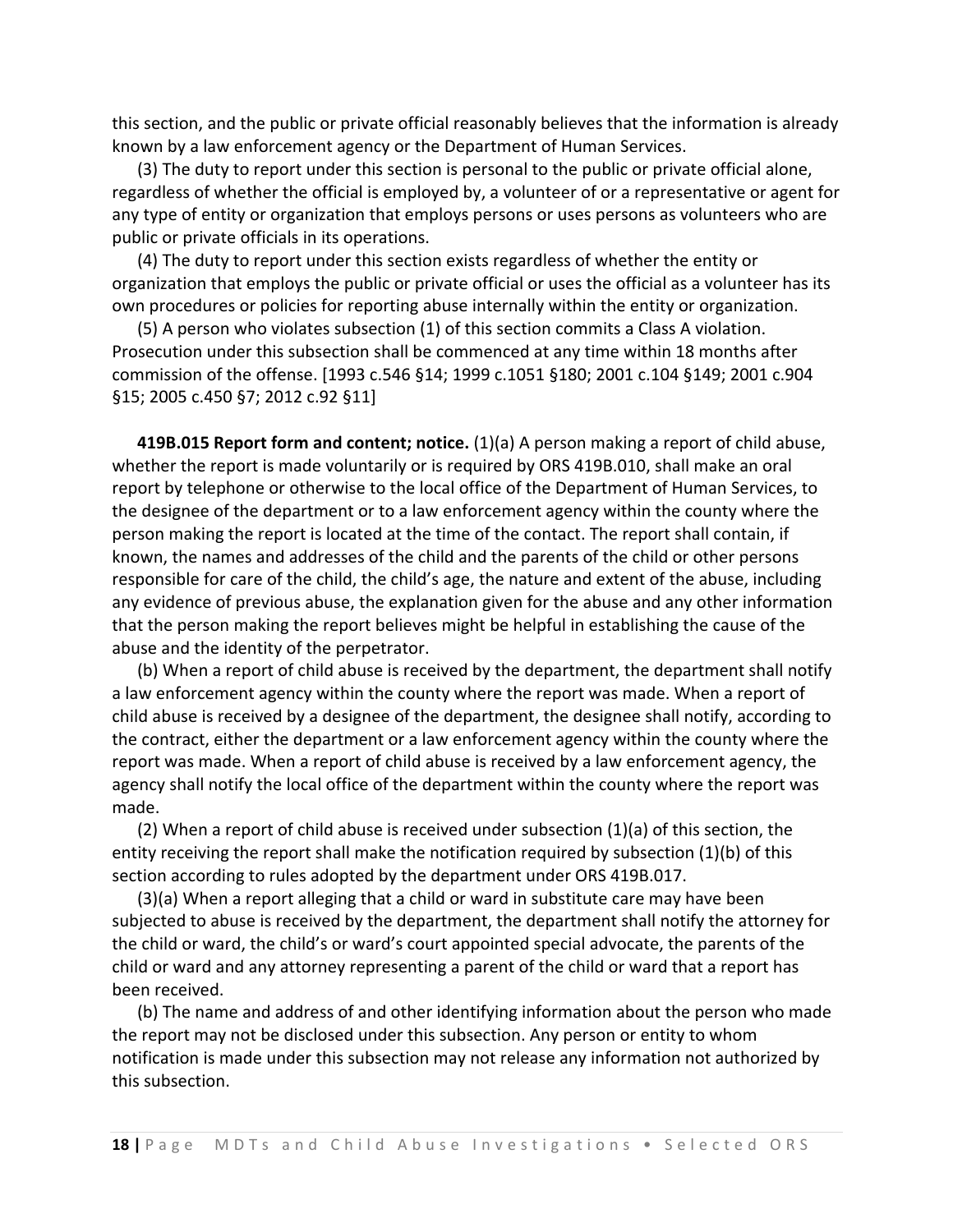this section, and the public or private official reasonably believes that the information is already known by a law enforcement agency or the Department of Human Services.

(3) The duty to report under this section is personal to the public or private official alone, regardless of whether the official is employed by, a volunteer of or a representative or agent for any type of entity or organization that employs persons or uses persons as volunteers who are public or private officials in its operations.

(4) The duty to report under this section exists regardless of whether the entity or organization that employs the public or private official or uses the official as a volunteer has its own procedures or policies for reporting abuse internally within the entity or organization.

(5) A person who violates subsection (1) of this section commits a Class A violation. Prosecution under this subsection shall be commenced at any time within 18 months after commission of the offense. [1993 c.546 §14; 1999 c.1051 §180; 2001 c.104 §149; 2001 c.904 §15; 2005 c.450 §7; 2012 c.92 §11]

**419B.015 Report form and content; notice.** (1)(a) A person making a report of child abuse, whether the report is made voluntarily or is required by ORS 419B.010, shall make an oral report by telephone or otherwise to the local office of the Department of Human Services, to the designee of the department or to a law enforcement agency within the county where the person making the report is located at the time of the contact. The report shall contain, if known, the names and addresses of the child and the parents of the child or other persons responsible for care of the child, the child's age, the nature and extent of the abuse, including any evidence of previous abuse, the explanation given for the abuse and any other information that the person making the report believes might be helpful in establishing the cause of the abuse and the identity of the perpetrator.

(b) When a report of child abuse is received by the department, the department shall notify a law enforcement agency within the county where the report was made. When a report of child abuse is received by a designee of the department, the designee shall notify, according to the contract, either the department or a law enforcement agency within the county where the report was made. When a report of child abuse is received by a law enforcement agency, the agency shall notify the local office of the department within the county where the report was made.

(2) When a report of child abuse is received under subsection (1)(a) of this section, the entity receiving the report shall make the notification required by subsection (1)(b) of this section according to rules adopted by the department under ORS 419B.017.

(3)(a) When a report alleging that a child or ward in substitute care may have been subjected to abuse is received by the department, the department shall notify the attorney for the child or ward, the child's or ward's court appointed special advocate, the parents of the child or ward and any attorney representing a parent of the child or ward that a report has been received.

(b) The name and address of and other identifying information about the person who made the report may not be disclosed under this subsection. Any person or entity to whom notification is made under this subsection may not release any information not authorized by this subsection.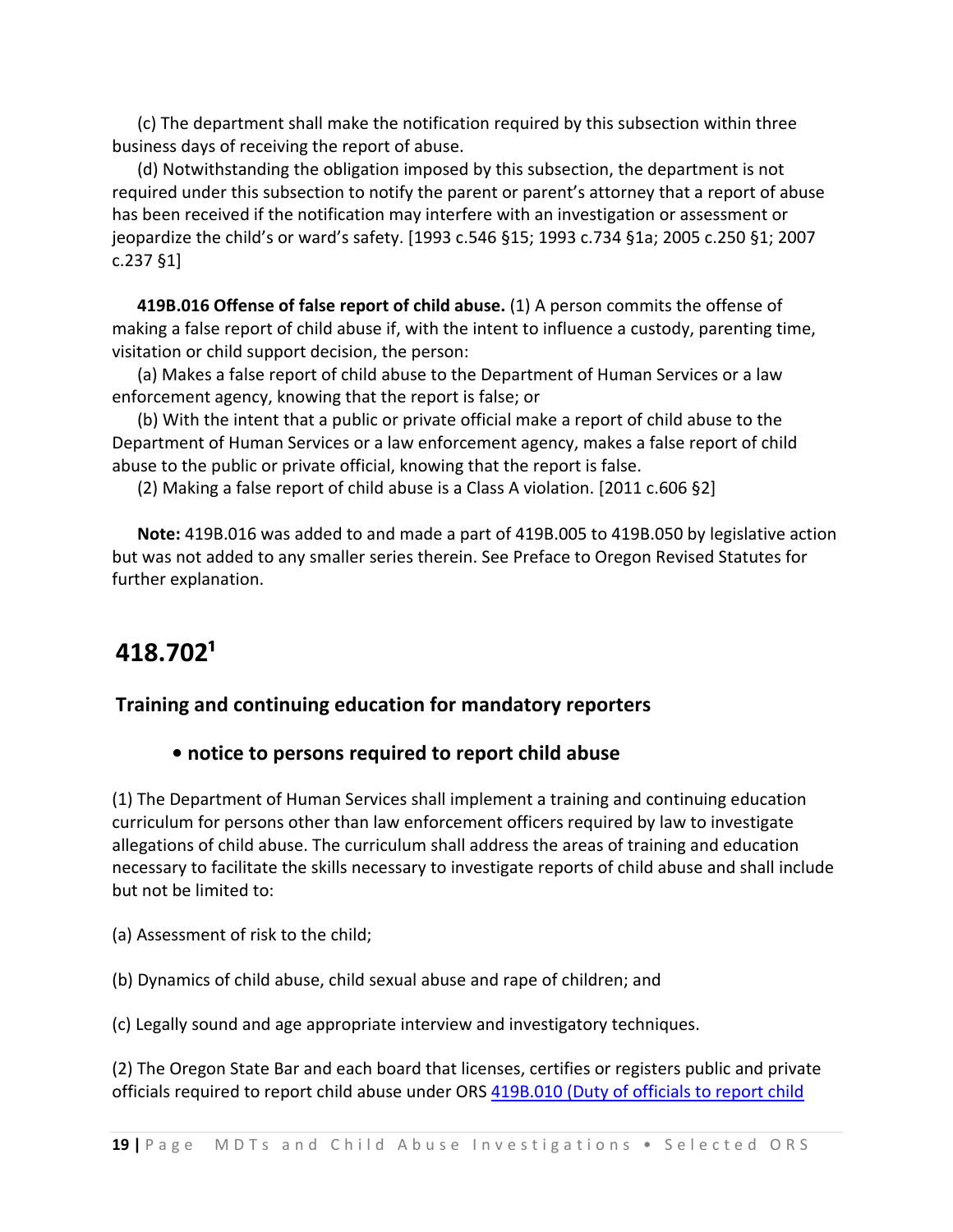(c) The department shall make the notification required by this subsection within three business days of receiving the report of abuse.

(d) Notwithstanding the obligation imposed by this subsection, the department is not required under this subsection to notify the parent or parent's attorney that a report of abuse has been received if the notification may interfere with an investigation or assessment or jeopardize the child's or ward's safety. [1993 c.546 §15; 1993 c.734 §1a; 2005 c.250 §1; 2007 c.237 §1]

**419B.016 Offense of false report of child abuse.** (1) A person commits the offense of making a false report of child abuse if, with the intent to influence a custody, parenting time, visitation or child support decision, the person:

(a) Makes a false report of child abuse to the Department of Human Services or a law enforcement agency, knowing that the report is false; or

(b) With the intent that a public or private official make a report of child abuse to the Department of Human Services or a law enforcement agency, makes a false report of child abuse to the public or private official, knowing that the report is false.

(2) Making a false report of child abuse is a Class A violation. [2011 c.606 §2]

**Note:** 419B.016 was added to and made a part of 419B.005 to 419B.050 by legislative action but was not added to any smaller series therein. See Preface to Oregon Revised Statutes for further explanation.

# 418.702[1]

## Training and continuing education for mandatory reporters

### • notice to persons required to report child abuse

(1) The Department of Human Services shall implement a training and continuing education curriculum for persons other than law enforcement officers required by law to investigate allegations of child abuse. The curriculum shall address the areas of training and education necessary to facilitate the skills necessary to investigate reports of child abuse and shall include but not be limited to:

(a) Assessment of risk to the child;

(b) Dynamics of child abuse, child sexual abuse and rape of children; and

(c) Legally sound and age appropriate interview and investigatory techniques.

(2) The Oregon State Bar and each board that licenses, certifies or registers public and private officials required to report child abuse under ORS [419B.010 (Duty of officials to report child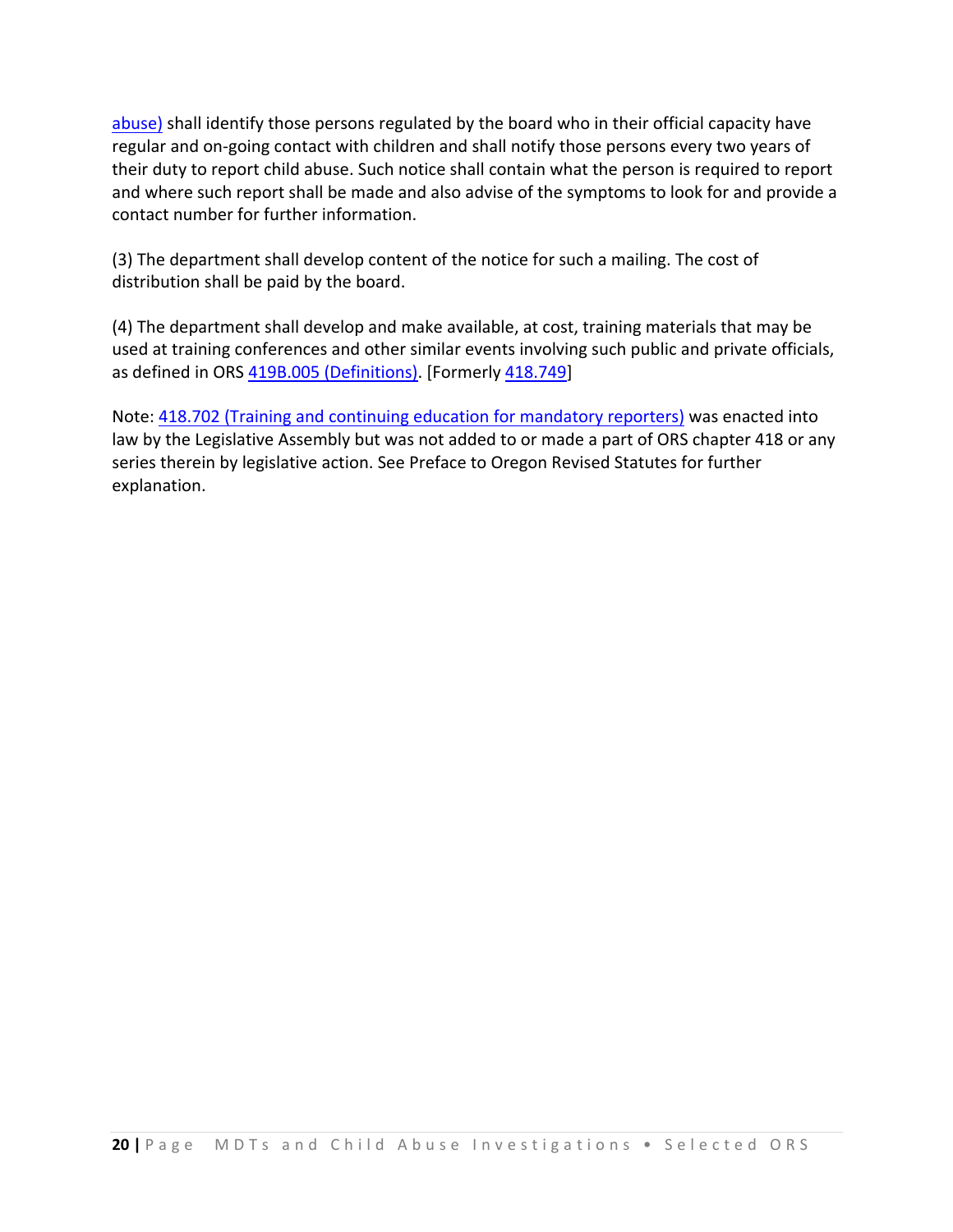abuse) shall identify those persons regulated by the board who in their official capacity have regular and on-going contact with children and shall notify those persons every two years of their duty to report child abuse. Such notice shall contain what the person is required to report and where such report shall be made and also advise of the symptoms to look for and provide a contact number for further information.

(3) The department shall develop content of the notice for such a mailing. The cost of distribution shall be paid by the board.

(4) The department shall develop and make available, at cost, training materials that may be used at training conferences and other similar events involving such public and private officials, as defined in ORS 419B.005 (Definitions). [Formerly 418.749]

Note: 418.702 (Training and continuing education for mandatory reporters) was enacted into law by the Legislative Assembly but was not added to or made a part of ORS chapter 418 or any series therein by legislative action. See Preface to Oregon Revised Statutes for further explanation.